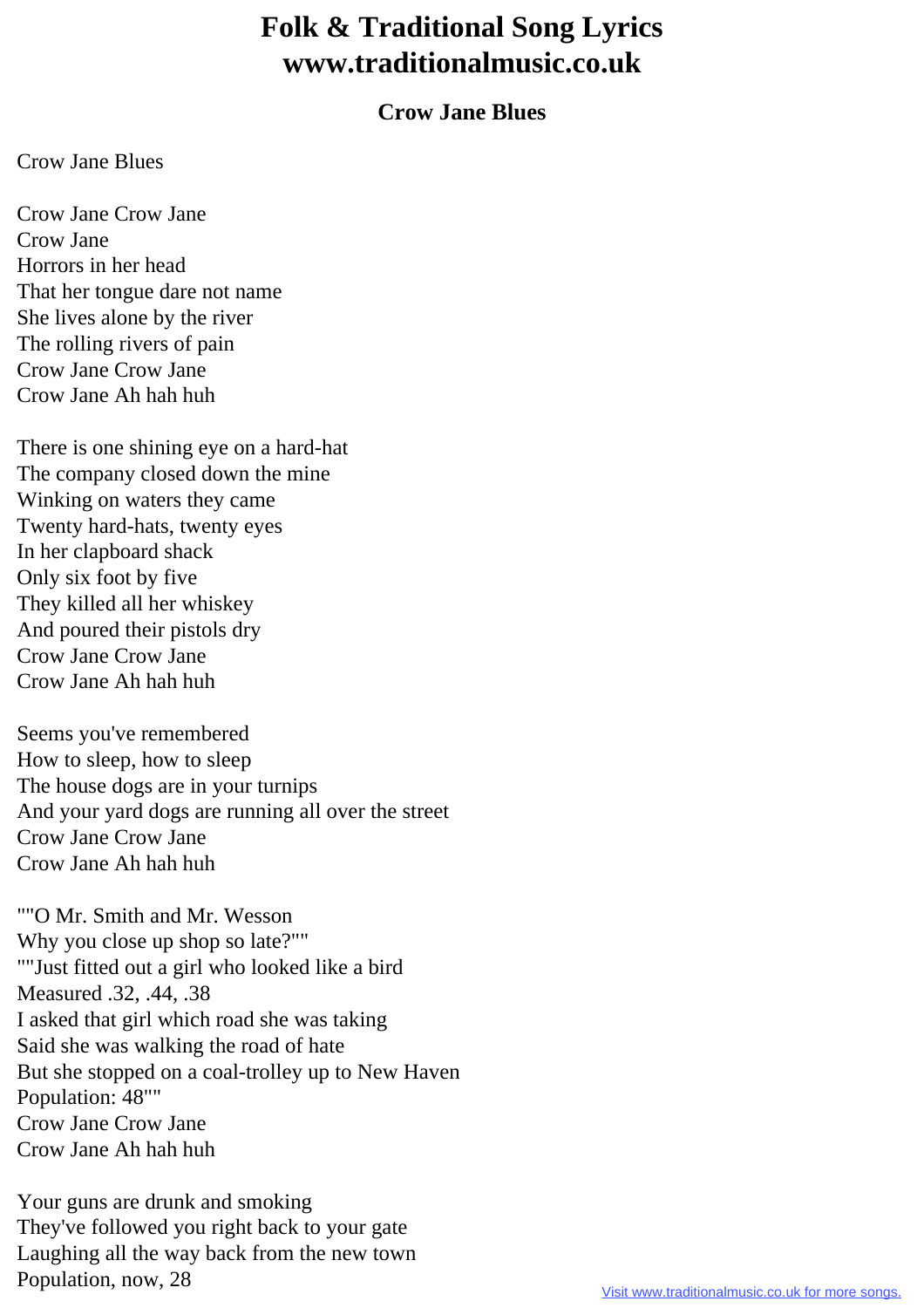# Folk & Traditional Song Lyrics
# www.traditionalmusic.co.uk

### Crow Jane Blues

Crow Jane Blues

Crow Jane Crow Jane
Crow Jane
Horrors in her head
That her tongue dare not name
She lives alone by the river
The rolling rivers of pain
Crow Jane Crow Jane
Crow Jane Ah hah huh

There is one shining eye on a hard-hat
The company closed down the mine
Winking on waters they came
Twenty hard-hats, twenty eyes
In her clapboard shack
Only six foot by five
They killed all her whiskey
And poured their pistols dry
Crow Jane Crow Jane
Crow Jane Ah hah huh

Seems you've remembered
How to sleep, how to sleep
The house dogs are in your turnips
And your yard dogs are running all over the street
Crow Jane Crow Jane
Crow Jane Ah hah huh

""O Mr. Smith and Mr. Wesson
Why you close up shop so late?""
""Just fitted out a girl who looked like a bird
Measured .32, .44, .38
I asked that girl which road she was taking
Said she was walking the road of hate
But she stopped on a coal-trolley up to New Haven
Population: 48""
Crow Jane Crow Jane
Crow Jane Ah hah huh

Your guns are drunk and smoking
They've followed you right back to your gate
Laughing all the way back from the new town
Population, now, 28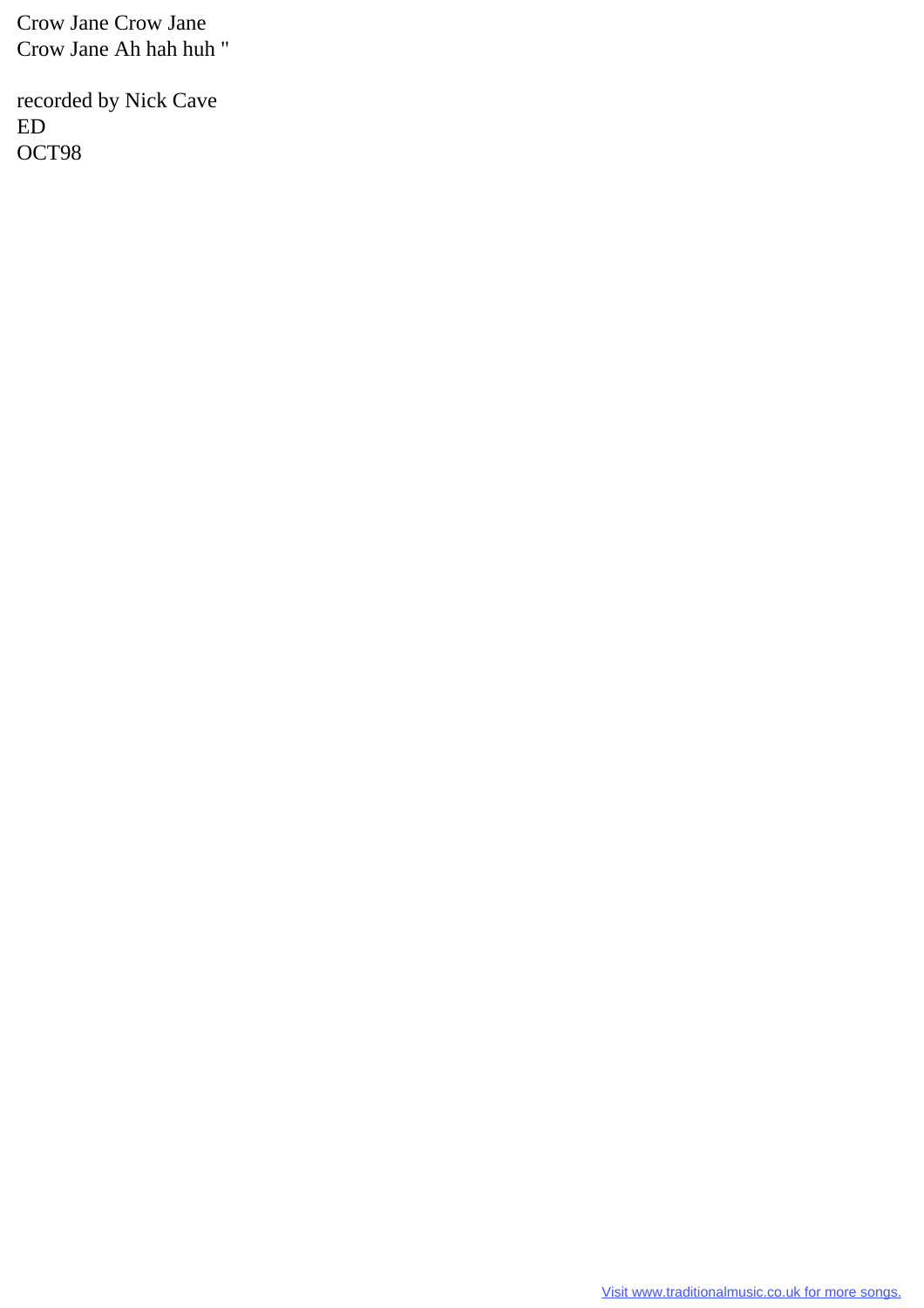Crow Jane Crow Jane
Crow Jane Ah hah huh "

recorded by Nick Cave
ED
OCT98